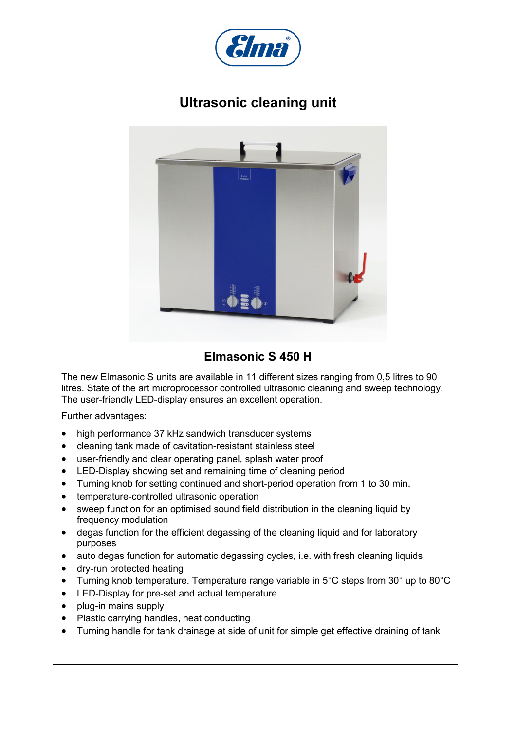# Ultrasonic cleaning unit

## Elmasonic S 450 H

The new Elmasonic S units are available in 11 different sizes ranging from 0,5 litres to 90 litres. State of the art microprocessor controlled ultrasonic cleaning and sweep technology. The user-friendly LED-display ensures an excellent operation.

Further advantages:

- high performance 37 kHz sandwich transducer systems
- cleaning tank made of cavitation-resistant stainless steel
- user-friendly and clear operating panel, splash water proof
- LED-Display showing set and remaining time of cleaning period
- Turning knob for setting continued and short-period operation from 1 to 30 min.
- temperature-controlled ultrasonic operation
- sweep function for an optimised sound field distribution in the cleaning liquid by frequency modulation
- degas function for the efficient degassing of the cleaning liquid and for laboratory purposes
- auto degas function for automatic degassing cycles, i.e. with fresh cleaning liquids
- dry-run protected heating
- Turning knob temperature. Temperature range variable in 5°C steps from 30° up to 80°C
- LED-Display for pre-set and actual temperature
- plug-in mains supply
- Plastic carrying handles, heat conducting
- Turning handle for tank drainage at side of unit for simple get effective draining of tank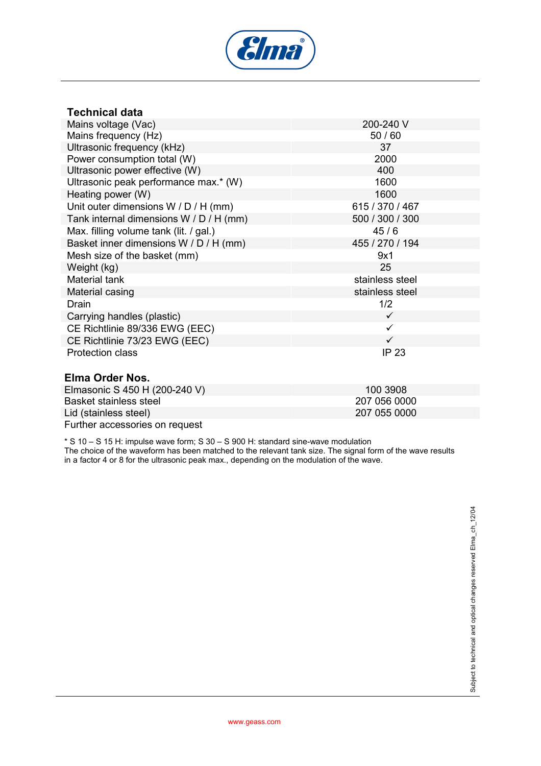## Technical data

| | |
|---|---|
| Mains voltage (Vac) | 200-240 V |
| Mains frequency (Hz) | 50 / 60 |
| Ultrasonic frequency (kHz) | 37 |
| Power consumption total (W) | 2000 |
| Ultrasonic power effective (W) | 400 |
| Ultrasonic peak performance max.* (W) | 1600 |
| Heating power (W) | 1600 |
| Unit outer dimensions W / D / H (mm) | 615 / 370 / 467 |
| Tank internal dimensions W / D / H (mm) | 500 / 300 / 300 |
| Max. filling volume tank (lit. / gal.) | 45 / 6 |
| Basket inner dimensions W / D / H (mm) | 455 / 270 / 194 |
| Mesh size of the basket (mm) | 9x1 |
| Weight (kg) | 25 |
| Material tank | stainless steel |
| Material casing | stainless steel |
| Drain | 1/2 |
| Carrying handles (plastic) | ✓ |
| CE Richtlinie 89/336 EWG (EEC) | ✓ |
| CE Richtlinie 73/23 EWG (EEC) | ✓ |
| Protection class | IP 23 |

## Elma Order Nos.

| | |
|---|---|
| Elmasonic S 450 H (200-240 V) | 100 3908 |
| Basket stainless steel | 207 056 0000 |
| Lid (stainless steel) | 207 055 0000 |
| Further accessories on request | |

* S 10 – S 15 H: impulse wave form; S 30 – S 900 H: standard sine-wave modulation
The choice of the waveform has been matched to the relevant tank size. The signal form of the wave results in a factor 4 or 8 for the ultrasonic peak max., depending on the modulation of the wave.

Subject to technical and optical changes reserved Elma_ch_12/04

www.geass.com